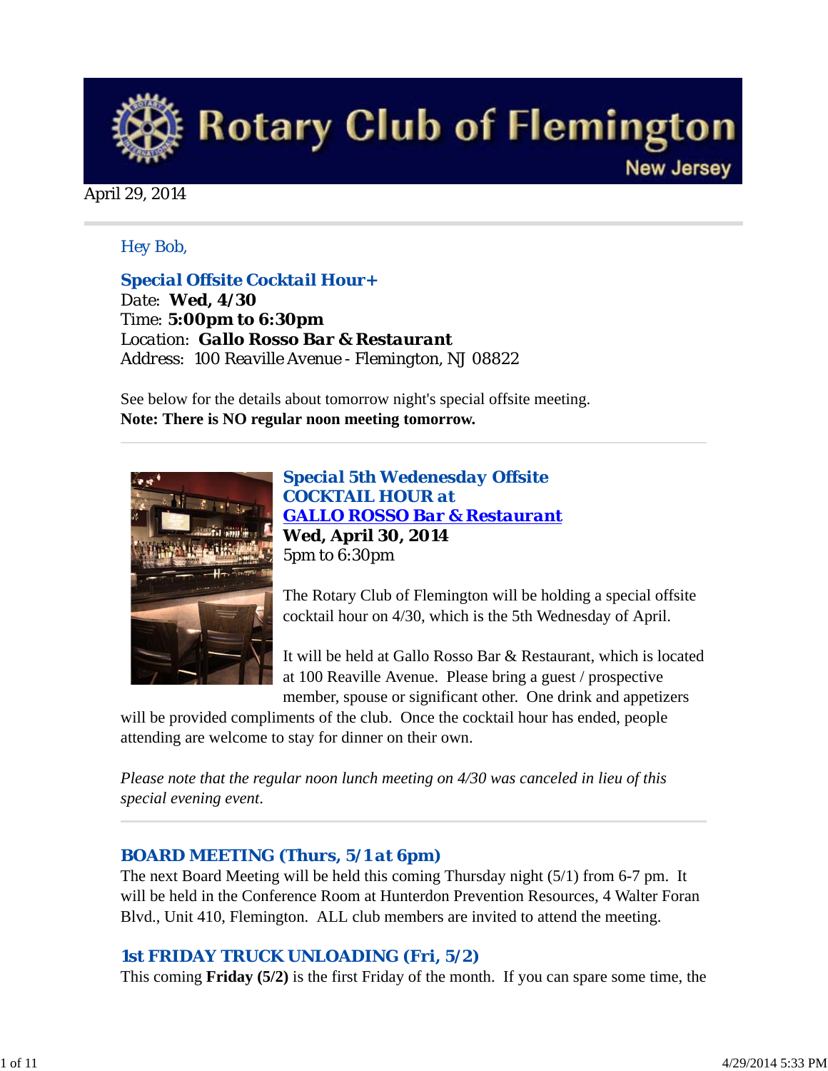# Rotary Club of Flemington

New Jersey

April 29, 2014

Hey Bob,

### Special Offsite Cocktail Hour+

Date: **Wed, 4/30**
Time: **5:00pm to 6:30pm**
Location: **Gallo Rosso Bar & Restaurant**
Address: 100 Reaville Avenue - Flemington, NJ 08822

See below for the details about tomorrow night's special offsite meeting.
**Note: There is NO regular noon meeting tomorrow.**

---

### Special 5th Wedenesday Offsite COCKTAIL HOUR at GALLO ROSSO Bar & Restaurant

**Wed, April 30, 2014**
5pm to 6:30pm

The Rotary Club of Flemington will be holding a special offsite cocktail hour on 4/30, which is the 5th Wednesday of April.

It will be held at Gallo Rosso Bar & Restaurant, which is located at 100 Reaville Avenue. Please bring a guest / prospective member, spouse or significant other. One drink and appetizers will be provided compliments of the club. Once the cocktail hour has ended, people attending are welcome to stay for dinner on their own.

*Please note that the regular noon lunch meeting on 4/30 was canceled in lieu of this special evening event.*

---

### BOARD MEETING (Thurs, 5/1 at 6pm)

The next Board Meeting will be held this coming Thursday night (5/1) from 6-7 pm. It will be held in the Conference Room at Hunterdon Prevention Resources, 4 Walter Foran Blvd., Unit 410, Flemington. ALL club members are invited to attend the meeting.

### 1st FRIDAY TRUCK UNLOADING (Fri, 5/2)

This coming **Friday (5/2)** is the first Friday of the month. If you can spare some time, the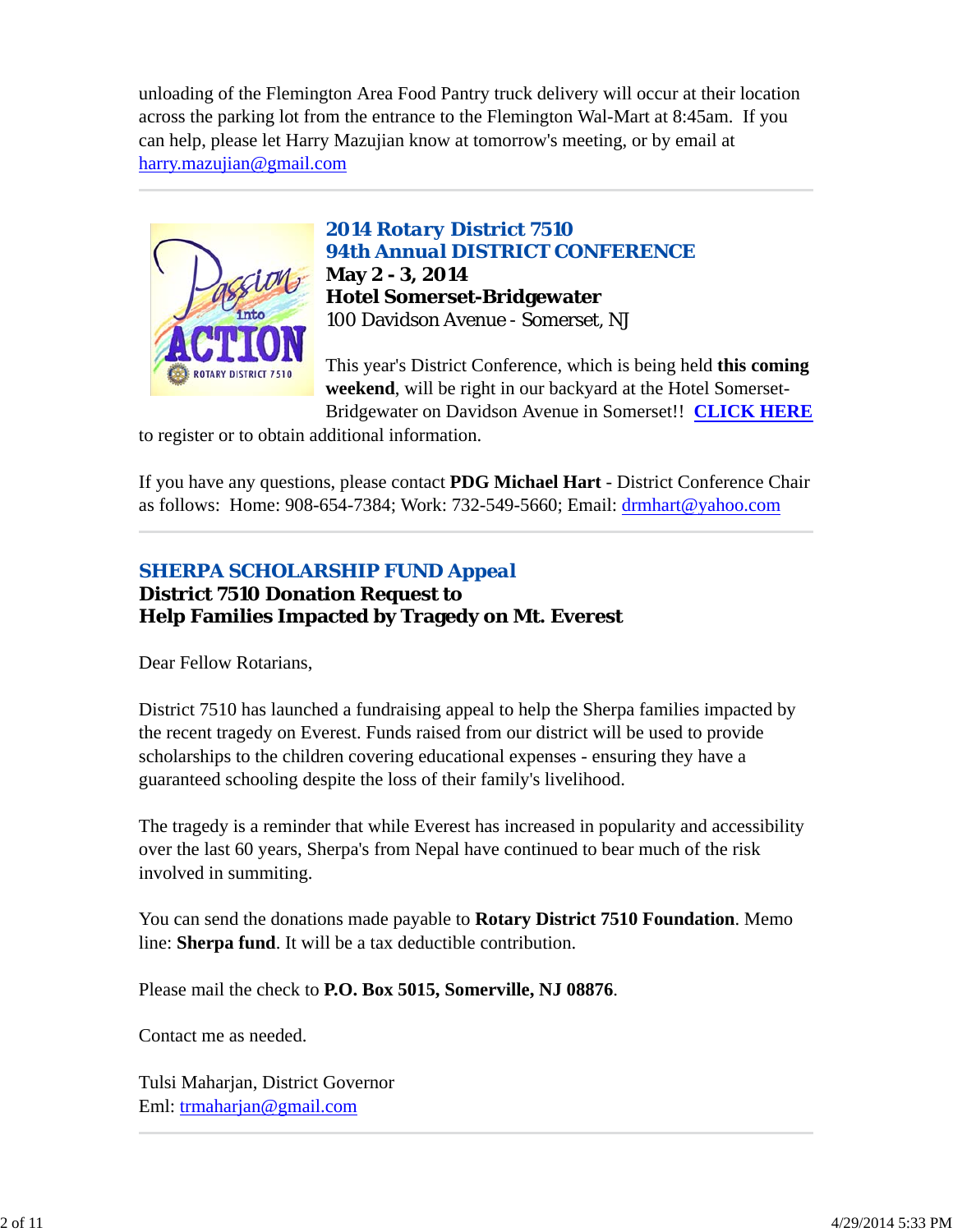unloading of the Flemington Area Food Pantry truck delivery will occur at their location across the parking lot from the entrance to the Flemington Wal-Mart at 8:45am. If you can help, please let Harry Mazujian know at tomorrow's meeting, or by email at harry.mazujian@gmail.com

---

## 2014 Rotary District 7510
## 94th Annual DISTRICT CONFERENCE

**May 2 - 3, 2014**
**Hotel Somerset-Bridgewater**
100 Davidson Avenue - Somerset, NJ

This year's District Conference, which is being held **this coming weekend**, will be right in our backyard at the Hotel Somerset-Bridgewater on Davidson Avenue in Somerset!! **CLICK HERE** to register or to obtain additional information.

If you have any questions, please contact **PDG Michael Hart** - District Conference Chair as follows: Home: 908-654-7384; Work: 732-549-5660; Email: drmhart@yahoo.com

---

## SHERPA SCHOLARSHIP FUND Appeal
### District 7510 Donation Request to Help Families Impacted by Tragedy on Mt. Everest

Dear Fellow Rotarians,

District 7510 has launched a fundraising appeal to help the Sherpa families impacted by the recent tragedy on Everest. Funds raised from our district will be used to provide scholarships to the children covering educational expenses - ensuring they have a guaranteed schooling despite the loss of their family's livelihood.

The tragedy is a reminder that while Everest has increased in popularity and accessibility over the last 60 years, Sherpa's from Nepal have continued to bear much of the risk involved in summiting.

You can send the donations made payable to **Rotary District 7510 Foundation**. Memo line: **Sherpa fund**. It will be a tax deductible contribution.

Please mail the check to **P.O. Box 5015, Somerville, NJ 08876**.

Contact me as needed.

Tulsi Maharjan, District Governor
Eml: trmaharjan@gmail.com

---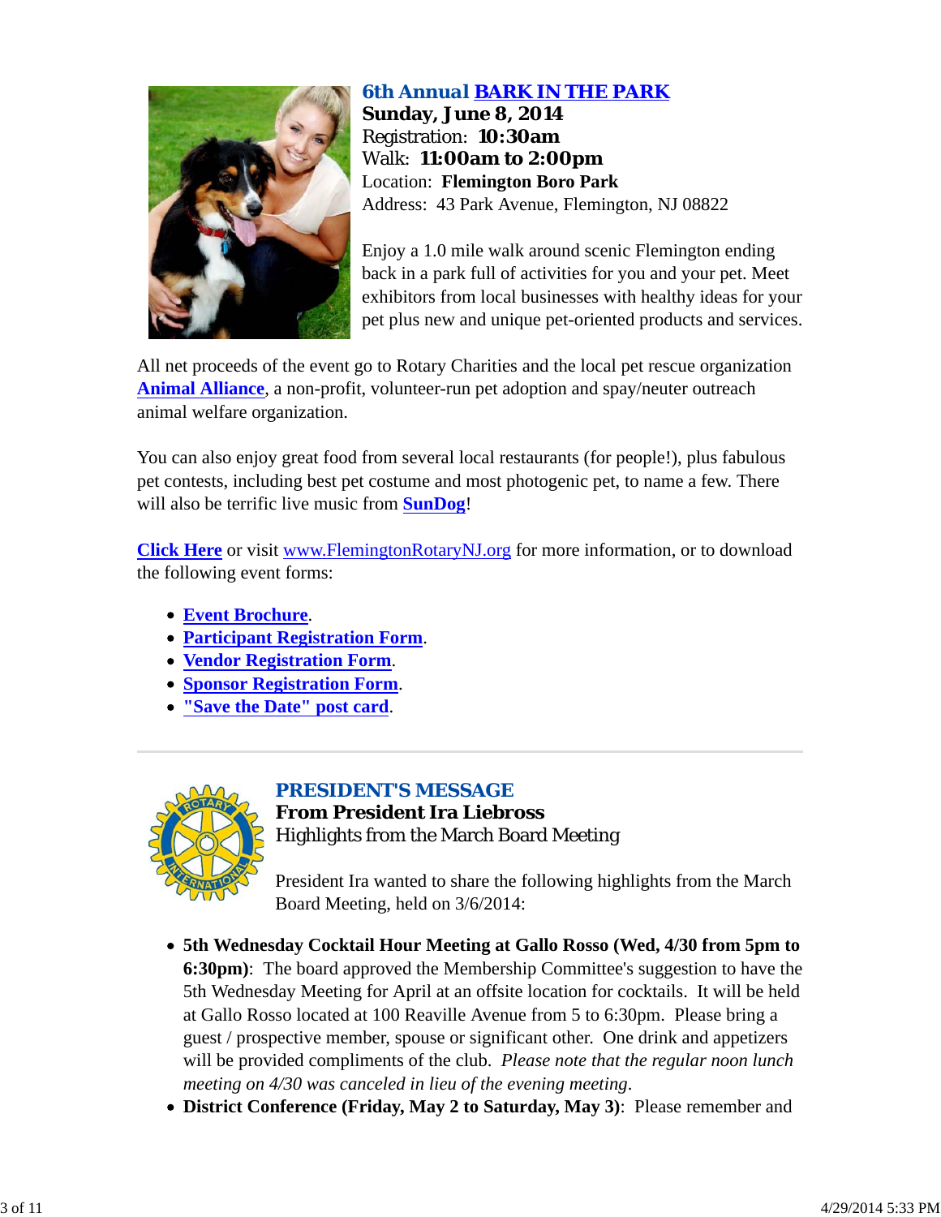## 6th Annual BARK IN THE PARK

**Sunday, June 8, 2014**
Registration: **10:30am**
Walk: **11:00am to 2:00pm**
Location: **Flemington Boro Park**
Address: 43 Park Avenue, Flemington, NJ 08822

Enjoy a 1.0 mile walk around scenic Flemington ending back in a park full of activities for you and your pet. Meet exhibitors from local businesses with healthy ideas for your pet plus new and unique pet-oriented products and services.

All net proceeds of the event go to Rotary Charities and the local pet rescue organization **Animal Alliance**, a non-profit, volunteer-run pet adoption and spay/neuter outreach animal welfare organization.

You can also enjoy great food from several local restaurants (for people!), plus fabulous pet contests, including best pet costume and most photogenic pet, to name a few. There will also be terrific live music from **SunDog**!

**Click Here** or visit www.FlemingtonRotaryNJ.org for more information, or to download the following event forms:

- **Event Brochure**.
- **Participant Registration Form**.
- **Vendor Registration Form**.
- **Sponsor Registration Form**.
- **"Save the Date" post card**.

---

## PRESIDENT'S MESSAGE

**From President Ira Liebross**
Highlights from the March Board Meeting

President Ira wanted to share the following highlights from the March Board Meeting, held on 3/6/2014:

- **5th Wednesday Cocktail Hour Meeting at Gallo Rosso (Wed, 4/30 from 5pm to 6:30pm)**: The board approved the Membership Committee's suggestion to have the 5th Wednesday Meeting for April at an offsite location for cocktails. It will be held at Gallo Rosso located at 100 Reaville Avenue from 5 to 6:30pm. Please bring a guest / prospective member, spouse or significant other. One drink and appetizers will be provided compliments of the club. *Please note that the regular noon lunch meeting on 4/30 was canceled in lieu of the evening meeting.*
- **District Conference (Friday, May 2 to Saturday, May 3)**: Please remember and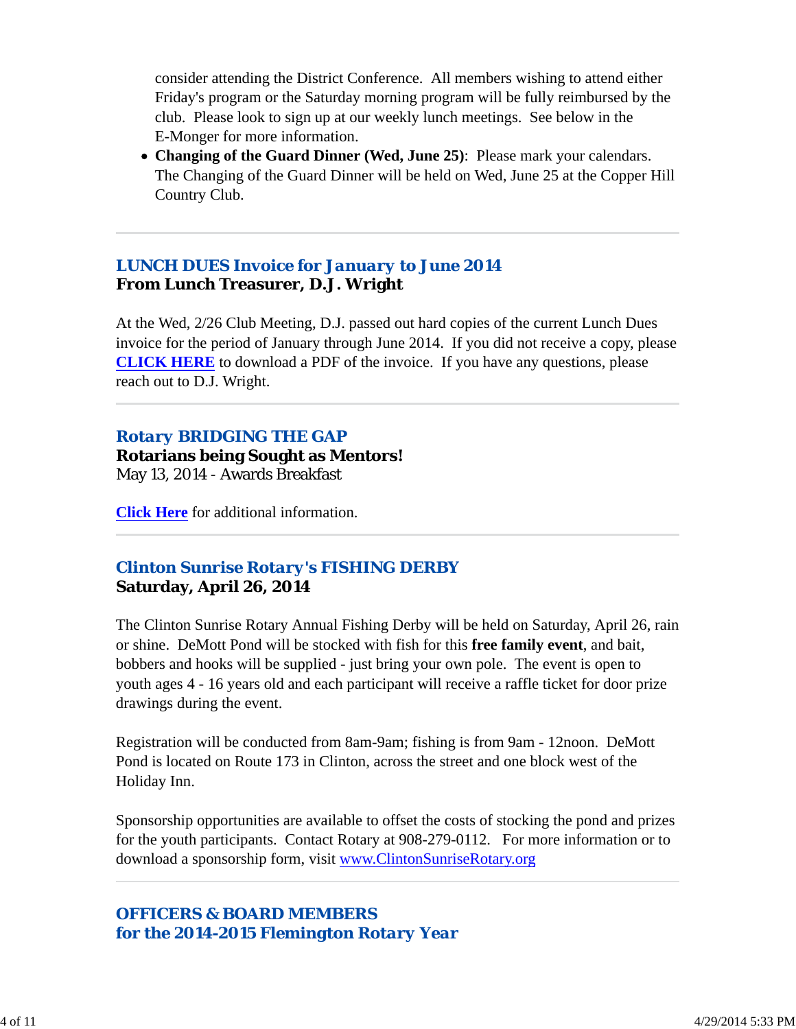consider attending the District Conference. All members wishing to attend either Friday's program or the Saturday morning program will be fully reimbursed by the club. Please look to sign up at our weekly lunch meetings. See below in the E-Monger for more information.

- **Changing of the Guard Dinner (Wed, June 25)**: Please mark your calendars. The Changing of the Guard Dinner will be held on Wed, June 25 at the Copper Hill Country Club.

---

## LUNCH DUES Invoice for January to June 2014

**From Lunch Treasurer, D.J. Wright**

At the Wed, 2/26 Club Meeting, D.J. passed out hard copies of the current Lunch Dues invoice for the period of January through June 2014. If you did not receive a copy, please **CLICK HERE** to download a PDF of the invoice. If you have any questions, please reach out to D.J. Wright.

---

## Rotary BRIDGING THE GAP

**Rotarians being Sought as Mentors!**
May 13, 2014 - Awards Breakfast

**Click Here** for additional information.

---

## Clinton Sunrise Rotary's FISHING DERBY

**Saturday, April 26, 2014**

The Clinton Sunrise Rotary Annual Fishing Derby will be held on Saturday, April 26, rain or shine. DeMott Pond will be stocked with fish for this **free family event**, and bait, bobbers and hooks will be supplied - just bring your own pole. The event is open to youth ages 4 - 16 years old and each participant will receive a raffle ticket for door prize drawings during the event.

Registration will be conducted from 8am-9am; fishing is from 9am - 12noon. DeMott Pond is located on Route 173 in Clinton, across the street and one block west of the Holiday Inn.

Sponsorship opportunities are available to offset the costs of stocking the pond and prizes for the youth participants. Contact Rotary at 908-279-0112. For more information or to download a sponsorship form, visit www.ClintonSunriseRotary.org

---

## OFFICERS & BOARD MEMBERS for the 2014-2015 Flemington Rotary Year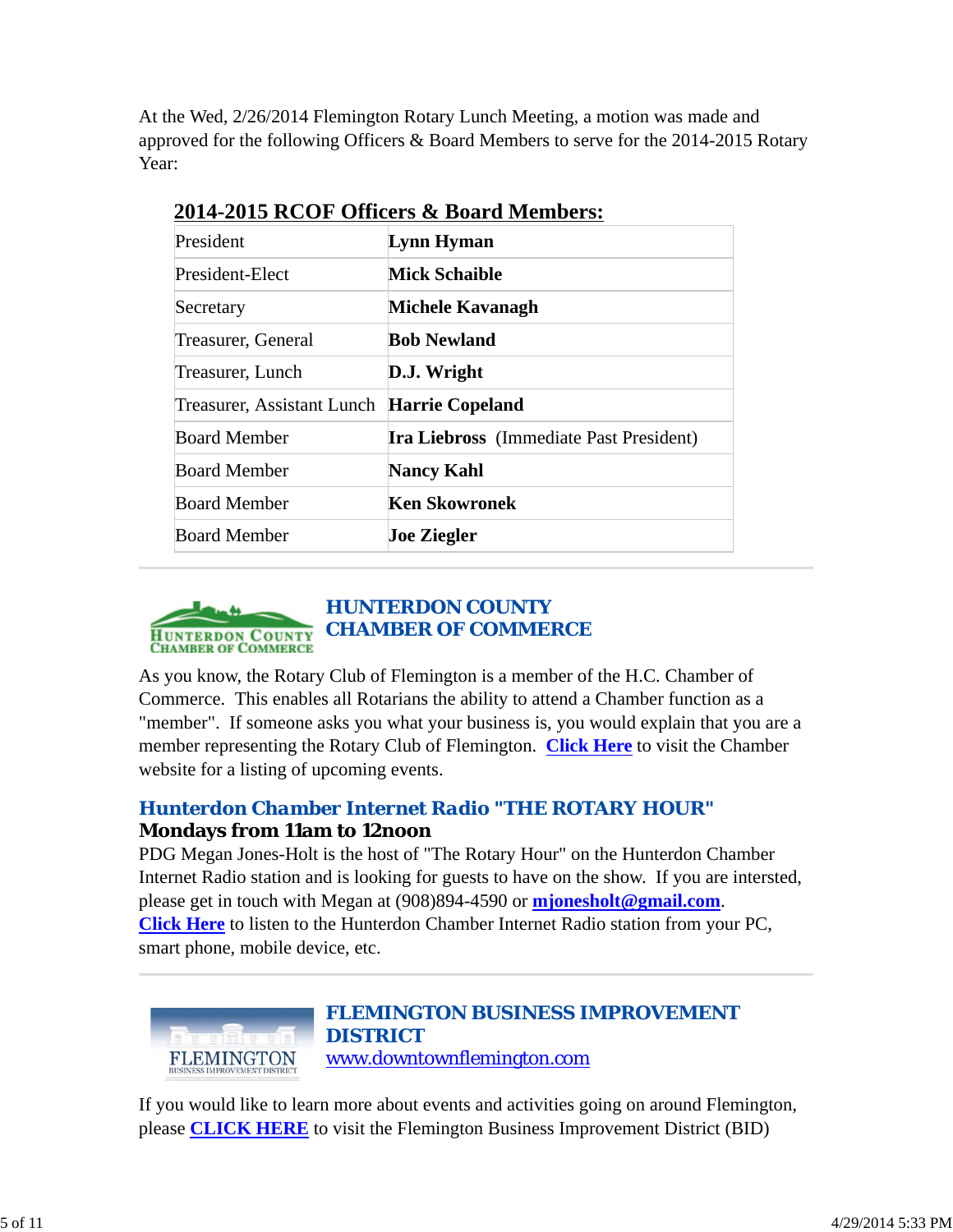At the Wed, 2/26/2014 Flemington Rotary Lunch Meeting, a motion was made and approved for the following Officers & Board Members to serve for the 2014-2015 Rotary Year:

## 2014-2015 RCOF Officers & Board Members:

| | |
|---|---|
| President | **Lynn Hyman** |
| President-Elect | **Mick Schaible** |
| Secretary | **Michele Kavanagh** |
| Treasurer, General | **Bob Newland** |
| Treasurer, Lunch | **D.J. Wright** |
| Treasurer, Assistant Lunch | **Harrie Copeland** |
| Board Member | **Ira Liebross** (Immediate Past President) |
| Board Member | **Nancy Kahl** |
| Board Member | **Ken Skowronek** |
| Board Member | **Joe Ziegler** |

---

## HUNTERDON COUNTY CHAMBER OF COMMERCE

As you know, the Rotary Club of Flemington is a member of the H.C. Chamber of Commerce. This enables all Rotarians the ability to attend a Chamber function as a "member". If someone asks you what your business is, you would explain that you are a member representing the Rotary Club of Flemington. **Click Here** to visit the Chamber website for a listing of upcoming events.

### Hunterdon Chamber Internet Radio "THE ROTARY HOUR"

**Mondays from 11am to 12noon**

PDG Megan Jones-Holt is the host of "The Rotary Hour" on the Hunterdon Chamber Internet Radio station and is looking for guests to have on the show. If you are intersted, please get in touch with Megan at (908)894-4590 or **mjonesholt@gmail.com**. **Click Here** to listen to the Hunterdon Chamber Internet Radio station from your PC, smart phone, mobile device, etc.

---

## FLEMINGTON BUSINESS IMPROVEMENT DISTRICT

www.downtownflemington.com

If you would like to learn more about events and activities going on around Flemington, please **CLICK HERE** to visit the Flemington Business Improvement District (BID)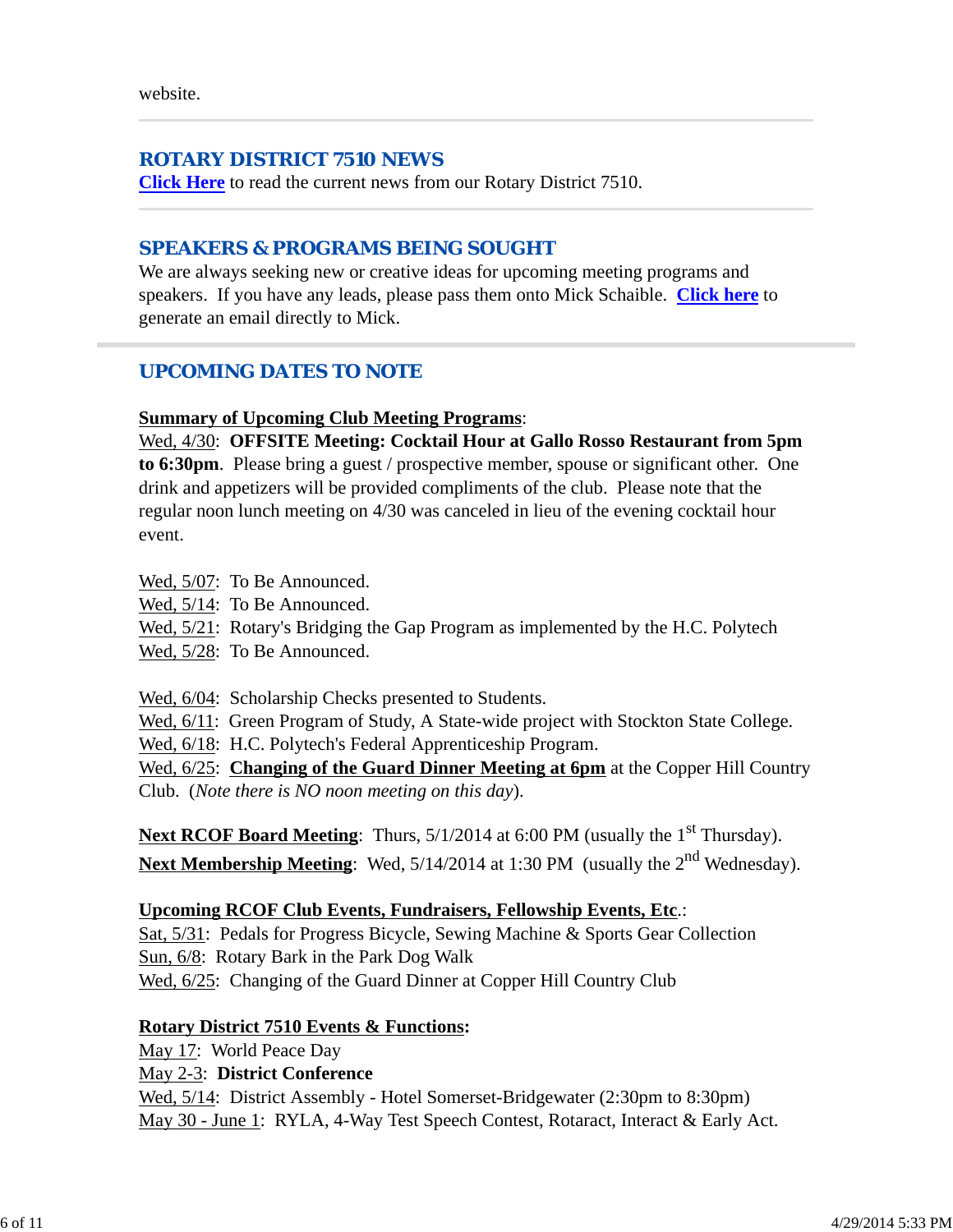website.

---

## ROTARY DISTRICT 7510 NEWS

**Click Here** to read the current news from our Rotary District 7510.

---

## SPEAKERS & PROGRAMS BEING SOUGHT

We are always seeking new or creative ideas for upcoming meeting programs and speakers. If you have any leads, please pass them onto Mick Schaible. **Click here** to generate an email directly to Mick.

---

## UPCOMING DATES TO NOTE

**Summary of Upcoming Club Meeting Programs**:

Wed, 4/30: **OFFSITE Meeting: Cocktail Hour at Gallo Rosso Restaurant from 5pm to 6:30pm**. Please bring a guest / prospective member, spouse or significant other. One drink and appetizers will be provided compliments of the club. Please note that the regular noon lunch meeting on 4/30 was canceled in lieu of the evening cocktail hour event.

Wed, 5/07: To Be Announced.
Wed, 5/14: To Be Announced.
Wed, 5/21: Rotary's Bridging the Gap Program as implemented by the H.C. Polytech
Wed, 5/28: To Be Announced.

Wed, 6/04: Scholarship Checks presented to Students.
Wed, 6/11: Green Program of Study, A State-wide project with Stockton State College.
Wed, 6/18: H.C. Polytech's Federal Apprenticeship Program.
Wed, 6/25: **Changing of the Guard Dinner Meeting at 6pm** at the Copper Hill Country Club. (*Note there is NO noon meeting on this day*).

**Next RCOF Board Meeting**: Thurs, 5/1/2014 at 6:00 PM (usually the 1st Thursday).
**Next Membership Meeting**: Wed, 5/14/2014 at 1:30 PM (usually the 2nd Wednesday).

**Upcoming RCOF Club Events, Fundraisers, Fellowship Events, Etc**.:
Sat, 5/31: Pedals for Progress Bicycle, Sewing Machine & Sports Gear Collection
Sun, 6/8: Rotary Bark in the Park Dog Walk
Wed, 6/25: Changing of the Guard Dinner at Copper Hill Country Club

**Rotary District 7510 Events & Functions:**
May 17: World Peace Day
May 2-3: **District Conference**
Wed, 5/14: District Assembly - Hotel Somerset-Bridgewater (2:30pm to 8:30pm)
May 30 - June 1: RYLA, 4-Way Test Speech Contest, Rotaract, Interact & Early Act.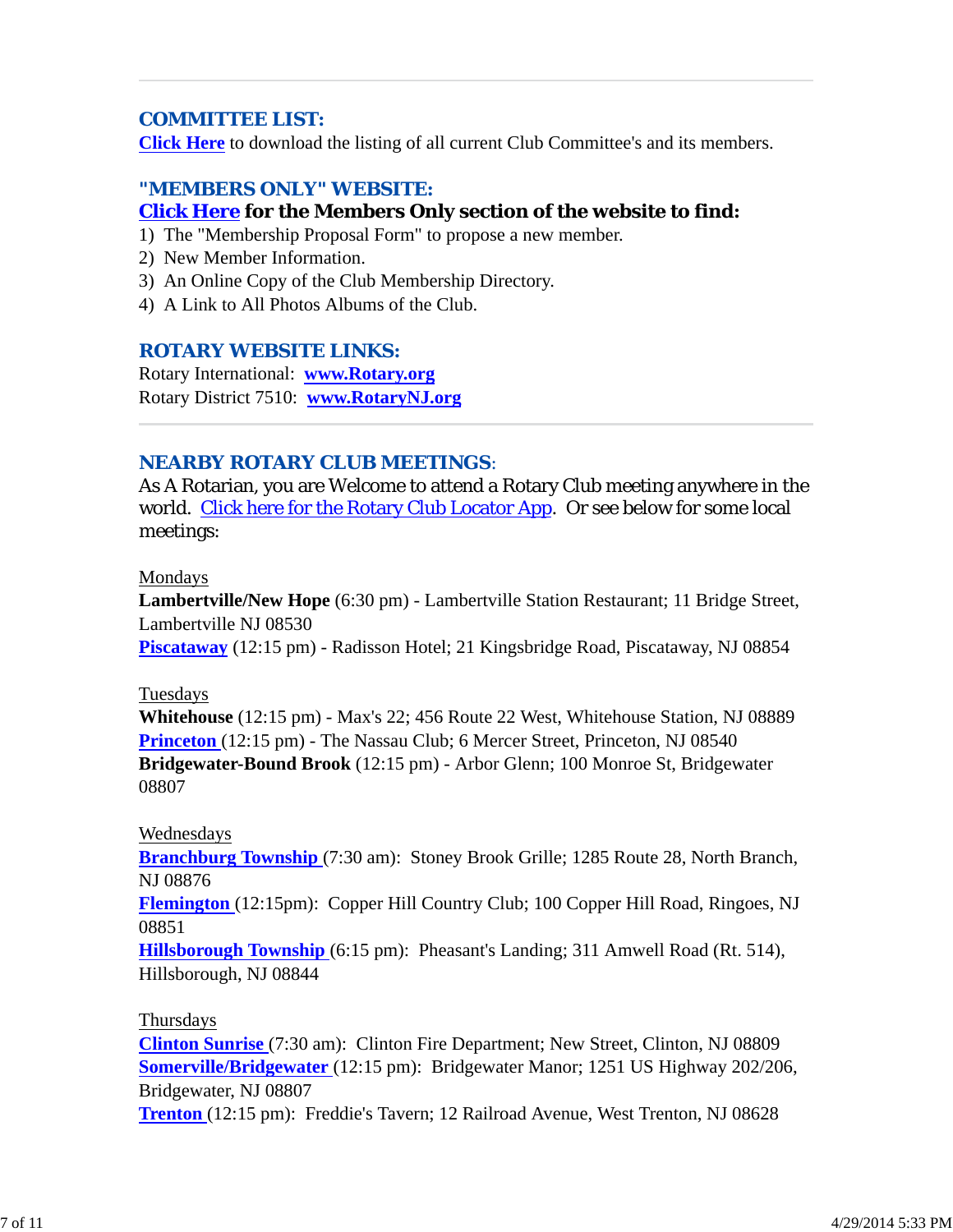## COMMITTEE LIST:

**Click Here** to download the listing of all current Club Committee's and its members.

## "MEMBERS ONLY" WEBSITE:

**Click Here for the Members Only section of the website to find:**

1) The "Membership Proposal Form" to propose a new member.
2) New Member Information.
3) An Online Copy of the Club Membership Directory.
4) A Link to All Photos Albums of the Club.

## ROTARY WEBSITE LINKS:

Rotary International: **www.Rotary.org**
Rotary District 7510: **www.RotaryNJ.org**

---

## NEARBY ROTARY CLUB MEETINGS:

As A Rotarian, you are Welcome to attend a Rotary Club meeting anywhere in the world. Click here for the Rotary Club Locator App. Or see below for some local meetings:

Mondays

**Lambertville/New Hope** (6:30 pm) - Lambertville Station Restaurant; 11 Bridge Street, Lambertville NJ 08530
**Piscataway** (12:15 pm) - Radisson Hotel; 21 Kingsbridge Road, Piscataway, NJ 08854

Tuesdays

**Whitehouse** (12:15 pm) - Max's 22; 456 Route 22 West, Whitehouse Station, NJ 08889
**Princeton** (12:15 pm) - The Nassau Club; 6 Mercer Street, Princeton, NJ 08540
**Bridgewater-Bound Brook** (12:15 pm) - Arbor Glenn; 100 Monroe St, Bridgewater 08807

Wednesdays

**Branchburg Township** (7:30 am): Stoney Brook Grille; 1285 Route 28, North Branch, NJ 08876
**Flemington** (12:15pm): Copper Hill Country Club; 100 Copper Hill Road, Ringoes, NJ 08851
**Hillsborough Township** (6:15 pm): Pheasant's Landing; 311 Amwell Road (Rt. 514), Hillsborough, NJ 08844

Thursdays

**Clinton Sunrise** (7:30 am): Clinton Fire Department; New Street, Clinton, NJ 08809
**Somerville/Bridgewater** (12:15 pm): Bridgewater Manor; 1251 US Highway 202/206, Bridgewater, NJ 08807
**Trenton** (12:15 pm): Freddie's Tavern; 12 Railroad Avenue, West Trenton, NJ 08628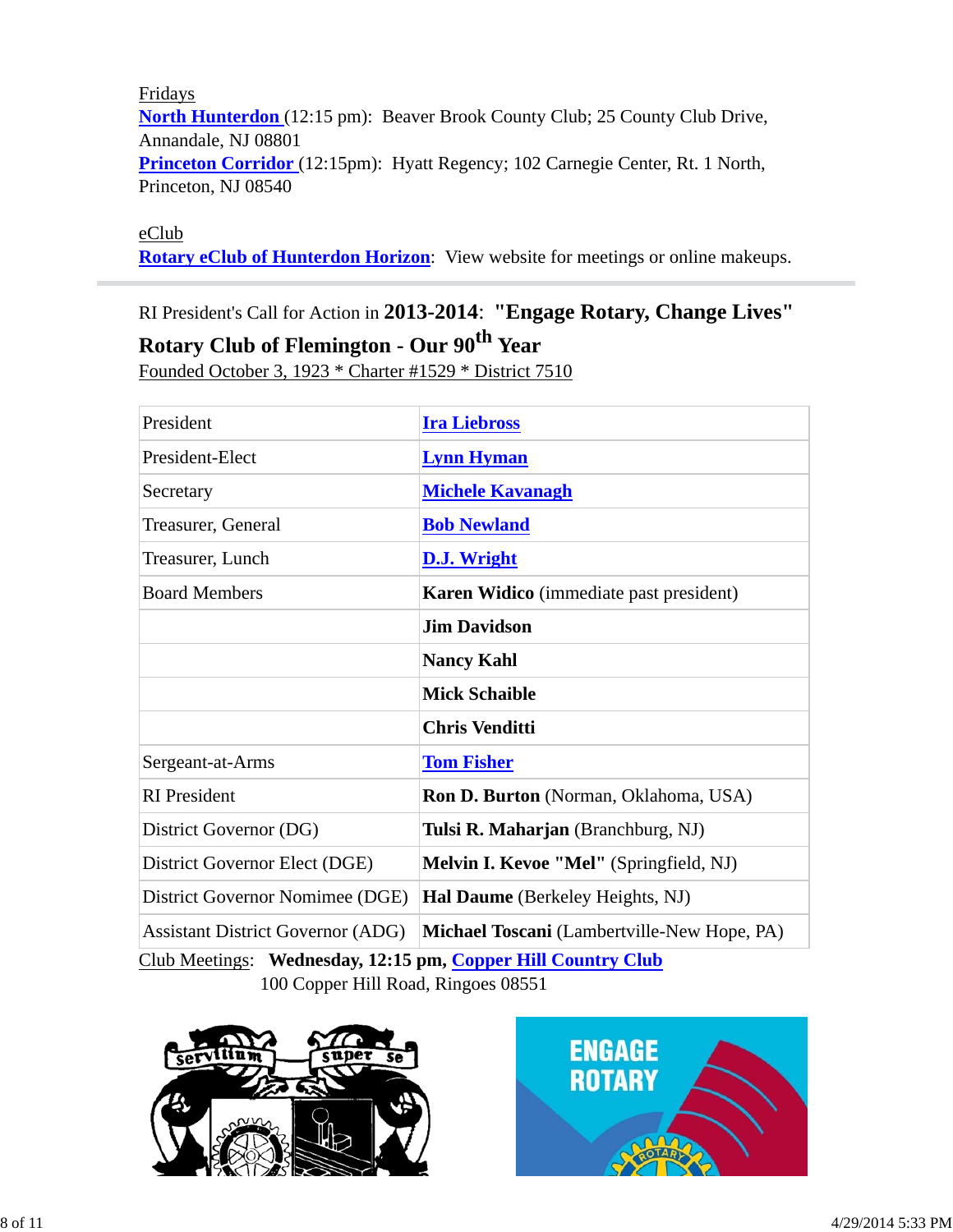Fridays

**North Hunterdon** (12:15 pm): Beaver Brook County Club; 25 County Club Drive, Annandale, NJ 08801

**Princeton Corridor** (12:15pm): Hyatt Regency; 102 Carnegie Center, Rt. 1 North, Princeton, NJ 08540

eClub

**Rotary eClub of Hunterdon Horizon**: View website for meetings or online makeups.

---

RI President's Call for Action in **2013-2014**: **"Engage Rotary, Change Lives"**

## Rotary Club of Flemington - Our 90th Year

Founded October 3, 1923 * Charter #1529 * District 7510

| | |
|---|---|
| President | **Ira Liebross** |
| President-Elect | **Lynn Hyman** |
| Secretary | **Michele Kavanagh** |
| Treasurer, General | **Bob Newland** |
| Treasurer, Lunch | **D.J. Wright** |
| Board Members | **Karen Widico** (immediate past president) |
| | **Jim Davidson** |
| | **Nancy Kahl** |
| | **Mick Schaible** |
| | **Chris Venditti** |
| Sergeant-at-Arms | **Tom Fisher** |
| RI President | **Ron D. Burton** (Norman, Oklahoma, USA) |
| District Governor (DG) | **Tulsi R. Maharjan** (Branchburg, NJ) |
| District Governor Elect (DGE) | **Melvin I. Kevoe "Mel"** (Springfield, NJ) |
| District Governor Nomimee (DGE) | **Hal Daume** (Berkeley Heights, NJ) |
| Assistant District Governor (ADG) | **Michael Toscani** (Lambertville-New Hope, PA) |

Club Meetings: **Wednesday, 12:15 pm, Copper Hill Country Club**
100 Copper Hill Road, Ringoes 08551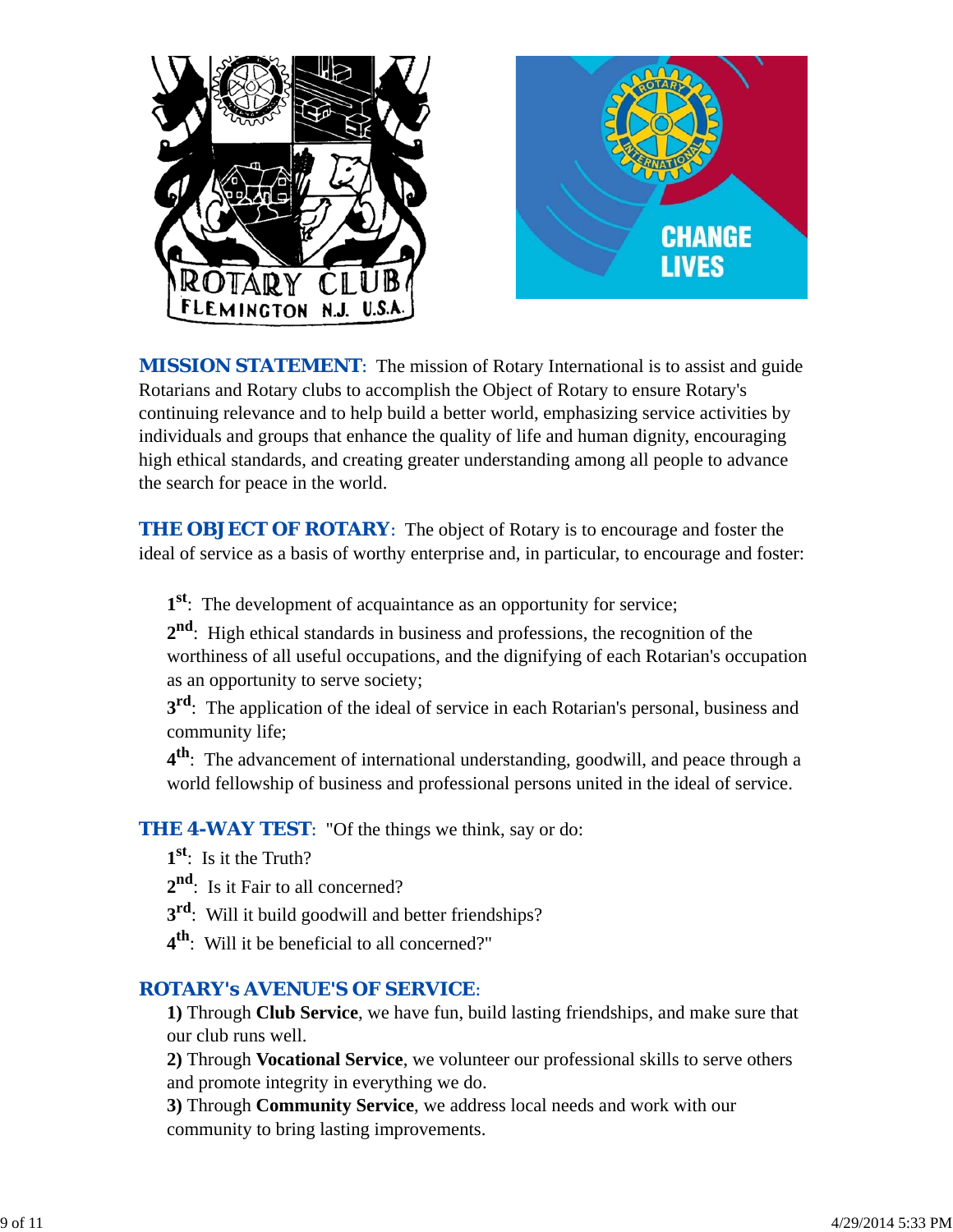**MISSION STATEMENT**: The mission of Rotary International is to assist and guide Rotarians and Rotary clubs to accomplish the Object of Rotary to ensure Rotary's continuing relevance and to help build a better world, emphasizing service activities by individuals and groups that enhance the quality of life and human dignity, encouraging high ethical standards, and creating greater understanding among all people to advance the search for peace in the world.

**THE OBJECT OF ROTARY**: The object of Rotary is to encourage and foster the ideal of service as a basis of worthy enterprise and, in particular, to encourage and foster:

**1st**: The development of acquaintance as an opportunity for service;

**2nd**: High ethical standards in business and professions, the recognition of the worthiness of all useful occupations, and the dignifying of each Rotarian's occupation as an opportunity to serve society;

**3rd**: The application of the ideal of service in each Rotarian's personal, business and community life;

**4th**: The advancement of international understanding, goodwill, and peace through a world fellowship of business and professional persons united in the ideal of service.

**THE 4-WAY TEST**: "Of the things we think, say or do:

**1st**: Is it the Truth?

**2nd**: Is it Fair to all concerned?

**3rd**: Will it build goodwill and better friendships?

**4th**: Will it be beneficial to all concerned?"

**ROTARY's AVENUE'S OF SERVICE**:

**1)** Through **Club Service**, we have fun, build lasting friendships, and make sure that our club runs well.

**2)** Through **Vocational Service**, we volunteer our professional skills to serve others and promote integrity in everything we do.

**3)** Through **Community Service**, we address local needs and work with our community to bring lasting improvements.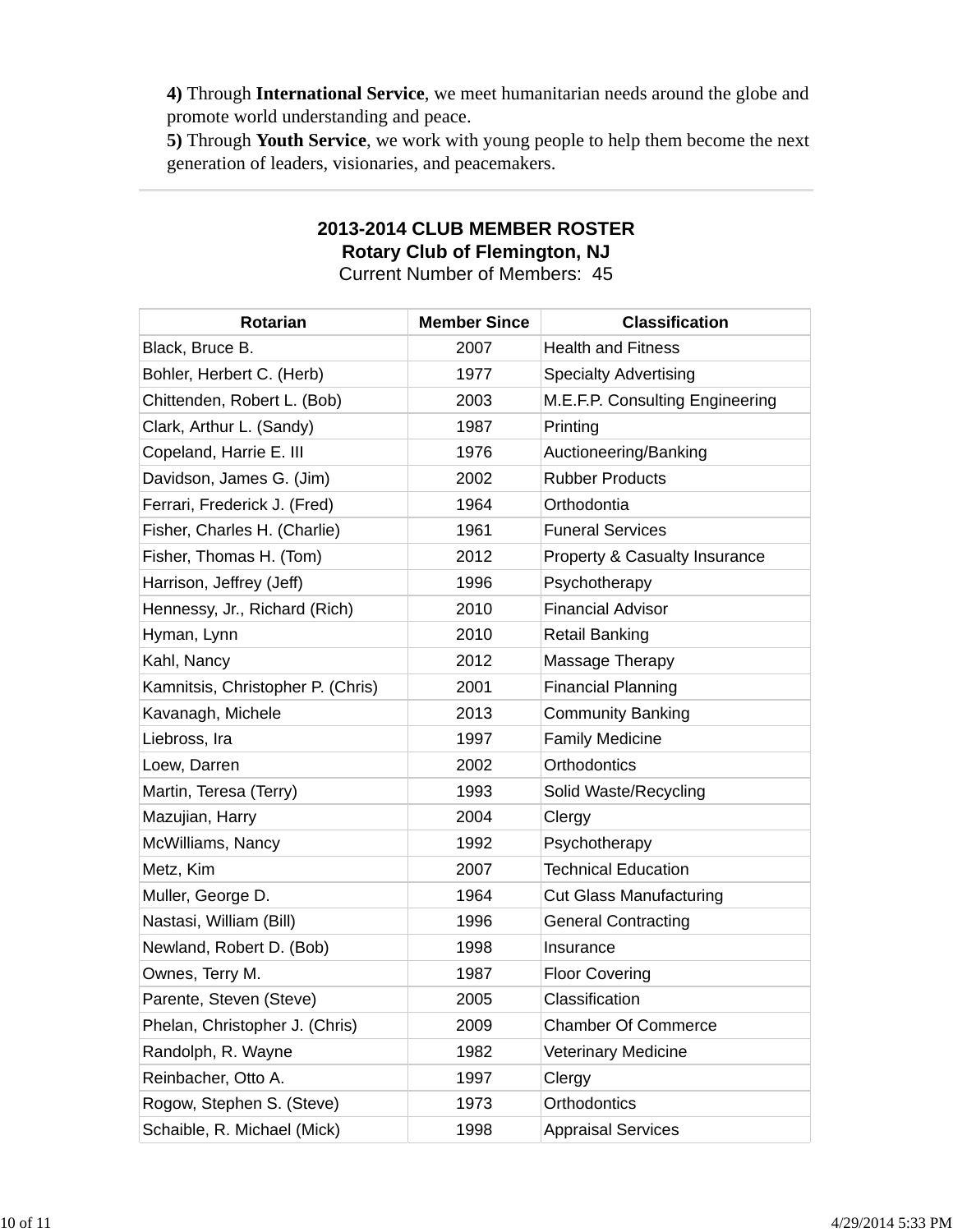**4)** Through **International Service**, we meet humanitarian needs around the globe and promote world understanding and peace.

**5)** Through **Youth Service**, we work with young people to help them become the next generation of leaders, visionaries, and peacemakers.

---

**2013-2014 CLUB MEMBER ROSTER**
**Rotary Club of Flemington, NJ**
Current Number of Members: 45

| Rotarian | Member Since | Classification |
|---|---|---|
| Black, Bruce B. | 2007 | Health and Fitness |
| Bohler, Herbert C. (Herb) | 1977 | Specialty Advertising |
| Chittenden, Robert L. (Bob) | 2003 | M.E.F.P. Consulting Engineering |
| Clark, Arthur L. (Sandy) | 1987 | Printing |
| Copeland, Harrie E. III | 1976 | Auctioneering/Banking |
| Davidson, James G. (Jim) | 2002 | Rubber Products |
| Ferrari, Frederick J. (Fred) | 1964 | Orthodontia |
| Fisher, Charles H. (Charlie) | 1961 | Funeral Services |
| Fisher, Thomas H. (Tom) | 2012 | Property & Casualty Insurance |
| Harrison, Jeffrey (Jeff) | 1996 | Psychotherapy |
| Hennessy, Jr., Richard (Rich) | 2010 | Financial Advisor |
| Hyman, Lynn | 2010 | Retail Banking |
| Kahl, Nancy | 2012 | Massage Therapy |
| Kamnitsis, Christopher P. (Chris) | 2001 | Financial Planning |
| Kavanagh, Michele | 2013 | Community Banking |
| Liebross, Ira | 1997 | Family Medicine |
| Loew, Darren | 2002 | Orthodontics |
| Martin, Teresa (Terry) | 1993 | Solid Waste/Recycling |
| Mazujian, Harry | 2004 | Clergy |
| McWilliams, Nancy | 1992 | Psychotherapy |
| Metz, Kim | 2007 | Technical Education |
| Muller, George D. | 1964 | Cut Glass Manufacturing |
| Nastasi, William (Bill) | 1996 | General Contracting |
| Newland, Robert D. (Bob) | 1998 | Insurance |
| Ownes, Terry M. | 1987 | Floor Covering |
| Parente, Steven (Steve) | 2005 | Classification |
| Phelan, Christopher J. (Chris) | 2009 | Chamber Of Commerce |
| Randolph, R. Wayne | 1982 | Veterinary Medicine |
| Reinbacher, Otto A. | 1997 | Clergy |
| Rogow, Stephen S. (Steve) | 1973 | Orthodontics |
| Schaible, R. Michael (Mick) | 1998 | Appraisal Services |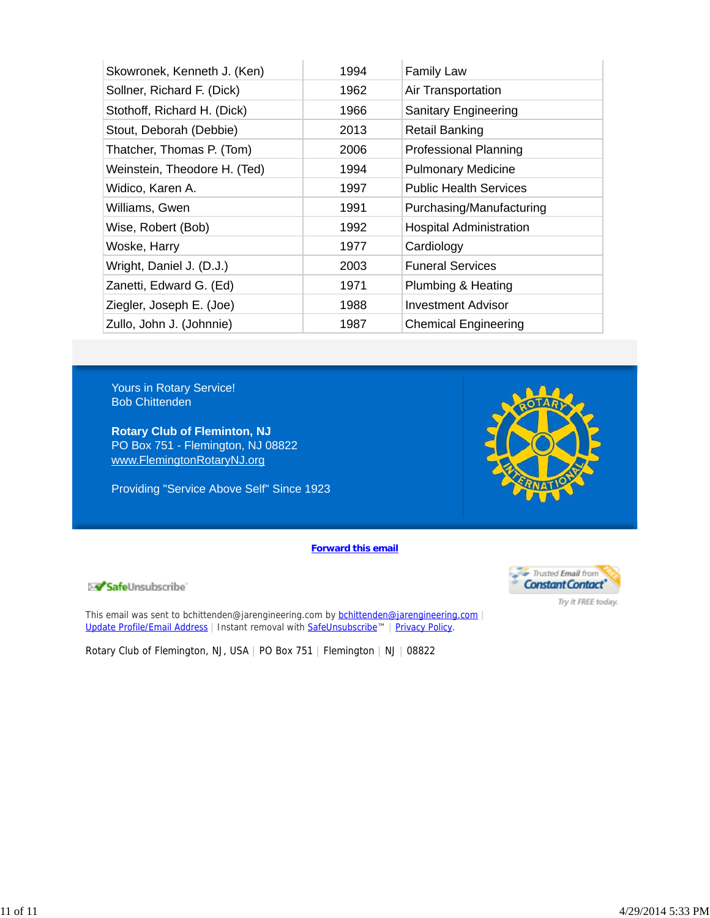| | | |
|---|---|---|
| Skowronek, Kenneth J. (Ken) | 1994 | Family Law |
| Sollner, Richard F. (Dick) | 1962 | Air Transportation |
| Stothoff, Richard H. (Dick) | 1966 | Sanitary Engineering |
| Stout, Deborah (Debbie) | 2013 | Retail Banking |
| Thatcher, Thomas P. (Tom) | 2006 | Professional Planning |
| Weinstein, Theodore H. (Ted) | 1994 | Pulmonary Medicine |
| Widico, Karen A. | 1997 | Public Health Services |
| Williams, Gwen | 1991 | Purchasing/Manufacturing |
| Wise, Robert (Bob) | 1992 | Hospital Administration |
| Woske, Harry | 1977 | Cardiology |
| Wright, Daniel J. (D.J.) | 2003 | Funeral Services |
| Zanetti, Edward G. (Ed) | 1971 | Plumbing & Heating |
| Ziegler, Joseph E. (Joe) | 1988 | Investment Advisor |
| Zullo, John J. (Johnnie) | 1987 | Chemical Engineering |

Yours in Rotary Service!
Bob Chittenden

**Rotary Club of Fleminton, NJ**
PO Box 751 - Flemington, NJ 08822
www.FlemingtonRotaryNJ.org

Providing "Service Above Self" Since 1923

**Forward this email**

SafeUnsubscribe

Trusted Email from Constant Contact
Try it FREE today.

This email was sent to bchittenden@jarengineering.com by bchittenden@jarengineering.com | Update Profile/Email Address | Instant removal with SafeUnsubscribe™ | Privacy Policy.

Rotary Club of Flemington, NJ, USA | PO Box 751 | Flemington | NJ | 08822